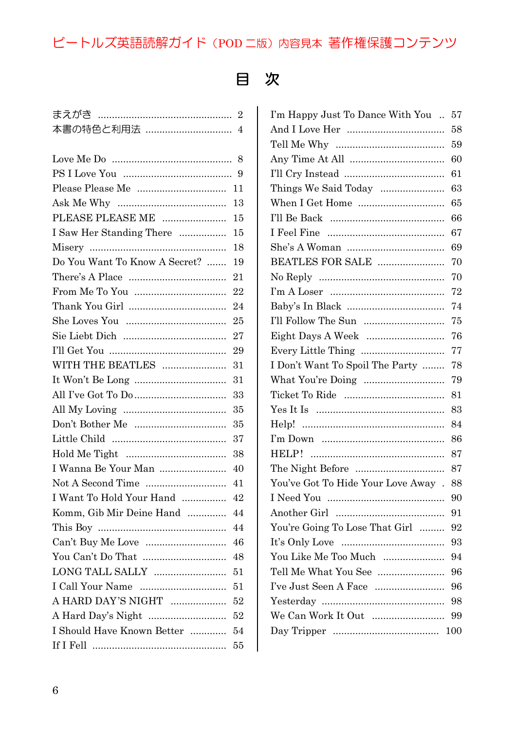ビートルズ英語読解ガイド（POD 二版）内容見本 著作権保護コンテンツ

# 目　次

まえがき ........ 2
本書の特色と利用法 ........ 4

Love Me Do ........ 8
PS I Love You ........ 9
Please Please Me ........ 11
Ask Me Why ........ 13
PLEASE PLEASE ME ........ 15
I Saw Her Standing There ........ 15
Misery ........ 18
Do You Want To Know A Secret? ........ 19
There's A Place ........ 21
From Me To You ........ 22
Thank You Girl ........ 24
She Loves You ........ 25
Sie Liebt Dich ........ 27
I'll Get You ........ 29
WITH THE BEATLES ........ 31
It Won't Be Long ........ 31
All I've Got To Do ........ 33
All My Loving ........ 35
Don't Bother Me ........ 35
Little Child ........ 37
Hold Me Tight ........ 38
I Wanna Be Your Man ........ 40
Not A Second Time ........ 41
I Want To Hold Your Hand ........ 42
Komm, Gib Mir Deine Hand ........ 44
This Boy ........ 44
Can't Buy Me Love ........ 46
You Can't Do That ........ 48
LONG TALL SALLY ........ 51
I Call Your Name ........ 51
A HARD DAY'S NIGHT ........ 52
A Hard Day's Night ........ 52
I Should Have Known Better ........ 54
If I Fell ........ 55
I'm Happy Just To Dance With You ........ 57
And I Love Her ........ 58
Tell Me Why ........ 59
Any Time At All ........ 60
I'll Cry Instead ........ 61
Things We Said Today ........ 63
When I Get Home ........ 65
I'll Be Back ........ 66
I Feel Fine ........ 67
She's A Woman ........ 69
BEATLES FOR SALE ........ 70
No Reply ........ 70
I'm A Loser ........ 72
Baby's In Black ........ 74
I'll Follow The Sun ........ 75
Eight Days A Week ........ 76
Every Little Thing ........ 77
I Don't Want To Spoil The Party ........ 78
What You're Doing ........ 79
Ticket To Ride ........ 81
Yes It Is ........ 83
Help! ........ 84
I'm Down ........ 86
HELP! ........ 87
The Night Before ........ 87
You've Got To Hide Your Love Away ........ 88
I Need You ........ 90
Another Girl ........ 91
You're Going To Lose That Girl ........ 92
It's Only Love ........ 93
You Like Me Too Much ........ 94
Tell Me What You See ........ 96
I've Just Seen A Face ........ 96
Yesterday ........ 98
We Can Work It Out ........ 99
Day Tripper ........ 100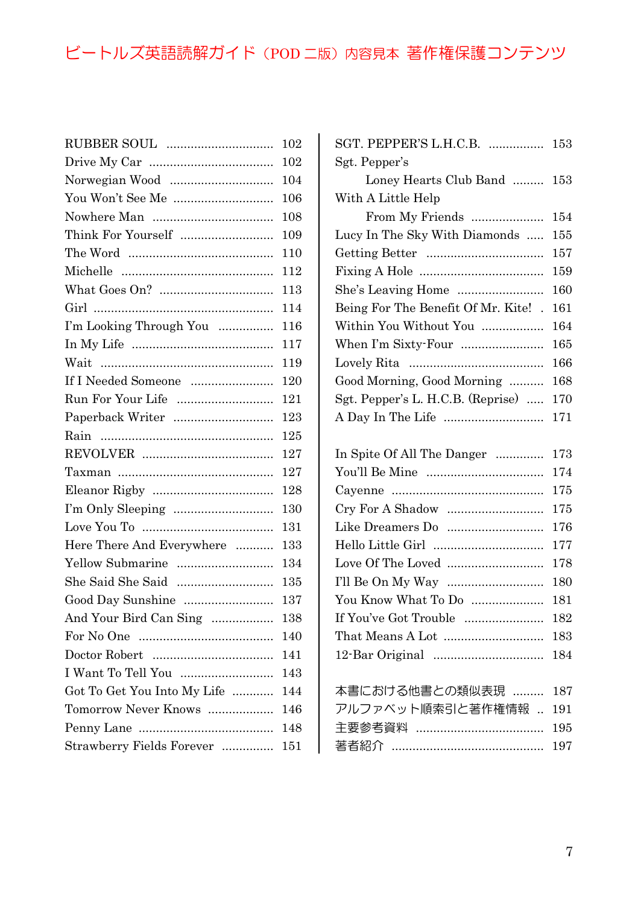ビートルズ英語読解ガイド（POD 二版）内容見本 著作権保護コンテンツ

| | |
|---|---|
| RUBBER SOUL | 102 |
| Drive My Car | 102 |
| Norwegian Wood | 104 |
| You Won't See Me | 106 |
| Nowhere Man | 108 |
| Think For Yourself | 109 |
| The Word | 110 |
| Michelle | 112 |
| What Goes On? | 113 |
| Girl | 114 |
| I'm Looking Through You | 116 |
| In My Life | 117 |
| Wait | 119 |
| If I Needed Someone | 120 |
| Run For Your Life | 121 |
| Paperback Writer | 123 |
| Rain | 125 |
| REVOLVER | 127 |
| Taxman | 127 |
| Eleanor Rigby | 128 |
| I'm Only Sleeping | 130 |
| Love You To | 131 |
| Here There And Everywhere | 133 |
| Yellow Submarine | 134 |
| She Said She Said | 135 |
| Good Day Sunshine | 137 |
| And Your Bird Can Sing | 138 |
| For No One | 140 |
| Doctor Robert | 141 |
| I Want To Tell You | 143 |
| Got To Get You Into My Life | 144 |
| Tomorrow Never Knows | 146 |
| Penny Lane | 148 |
| Strawberry Fields Forever | 151 |
| SGT. PEPPER'S L.H.C.B. | 153 |
| Sgt. Pepper's Loney Hearts Club Band | 153 |
| With A Little Help From My Friends | 154 |
| Lucy In The Sky With Diamonds | 155 |
| Getting Better | 157 |
| Fixing A Hole | 159 |
| She's Leaving Home | 160 |
| Being For The Benefit Of Mr. Kite! | 161 |
| Within You Without You | 164 |
| When I'm Sixty-Four | 165 |
| Lovely Rita | 166 |
| Good Morning, Good Morning | 168 |
| Sgt. Pepper's L. H.C.B. (Reprise) | 170 |
| A Day In The Life | 171 |
| In Spite Of All The Danger | 173 |
| You'll Be Mine | 174 |
| Cayenne | 175 |
| Cry For A Shadow | 175 |
| Like Dreamers Do | 176 |
| Hello Little Girl | 177 |
| Love Of The Loved | 178 |
| I'll Be On My Way | 180 |
| You Know What To Do | 181 |
| If You've Got Trouble | 182 |
| That Means A Lot | 183 |
| 12-Bar Original | 184 |
| 本書における他書との類似表現 | 187 |
| アルファベット順索引と著作権情報 | 191 |
| 主要参考資料 | 195 |
| 著者紹介 | 197 |